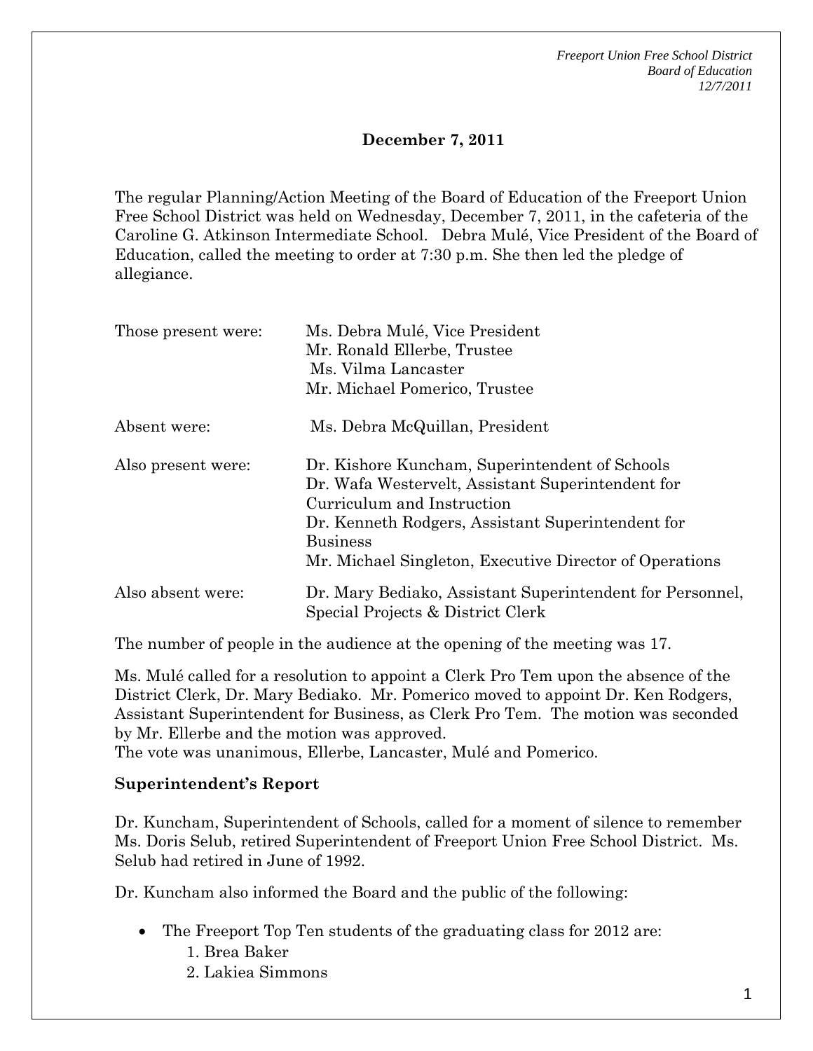**December 7, 2011**

The regular Planning/Action Meeting of the Board of Education of the Freeport Union Free School District was held on Wednesday, December 7, 2011, in the cafeteria of the Caroline G. Atkinson Intermediate School. Debra Mulé, Vice President of the Board of Education, called the meeting to order at 7:30 p.m. She then led the pledge of allegiance.

| | |
|---|---|
| Those present were: | Ms. Debra Mulé, Vice President<br>Mr. Ronald Ellerbe, Trustee<br>Ms. Vilma Lancaster<br>Mr. Michael Pomerico, Trustee |
| Absent were: | Ms. Debra McQuillan, President |
| Also present were: | Dr. Kishore Kuncham, Superintendent of Schools<br>Dr. Wafa Westervelt, Assistant Superintendent for Curriculum and Instruction<br>Dr. Kenneth Rodgers, Assistant Superintendent for Business<br>Mr. Michael Singleton, Executive Director of Operations |
| Also absent were: | Dr. Mary Bediako, Assistant Superintendent for Personnel, Special Projects & District Clerk |

The number of people in the audience at the opening of the meeting was 17.

Ms. Mulé called for a resolution to appoint a Clerk Pro Tem upon the absence of the District Clerk, Dr. Mary Bediako. Mr. Pomerico moved to appoint Dr. Ken Rodgers, Assistant Superintendent for Business, as Clerk Pro Tem. The motion was seconded by Mr. Ellerbe and the motion was approved.
The vote was unanimous, Ellerbe, Lancaster, Mulé and Pomerico.

**Superintendent's Report**

Dr. Kuncham, Superintendent of Schools, called for a moment of silence to remember Ms. Doris Selub, retired Superintendent of Freeport Union Free School District. Ms. Selub had retired in June of 1992.

Dr. Kuncham also informed the Board and the public of the following:

- The Freeport Top Ten students of the graduating class for 2012 are:
    1. Brea Baker
    2. Lakiea Simmons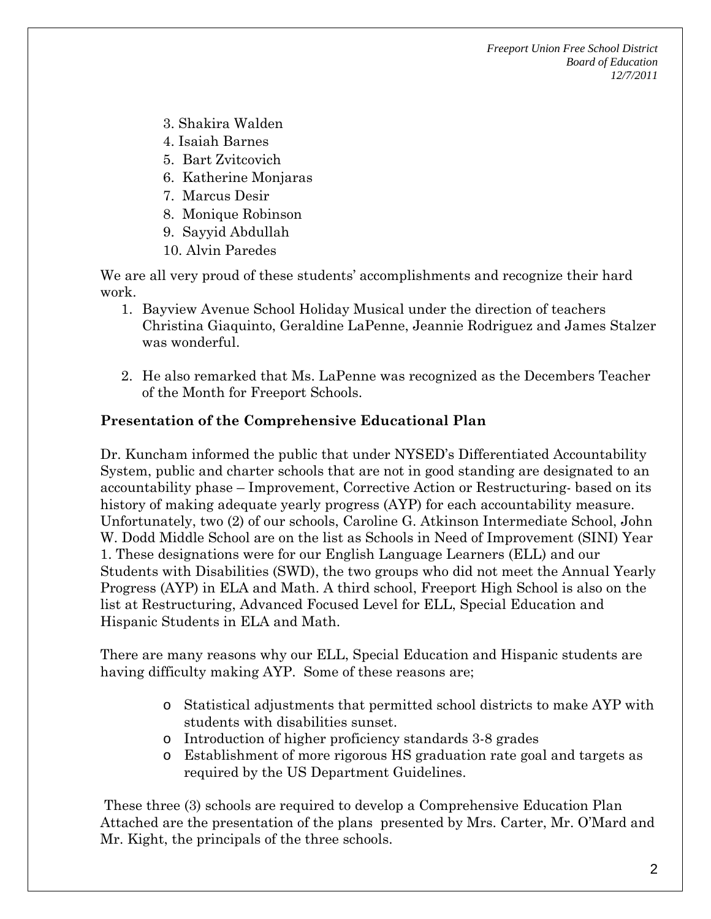3. Shakira Walden
4. Isaiah Barnes
5. Bart Zvitcovich
6. Katherine Monjaras
7. Marcus Desir
8. Monique Robinson
9. Sayyid Abdullah
10. Alvin Paredes

We are all very proud of these students' accomplishments and recognize their hard work.

1. Bayview Avenue School Holiday Musical under the direction of teachers Christina Giaquinto, Geraldine LaPenne, Jeannie Rodriguez and James Stalzer was wonderful.

2. He also remarked that Ms. LaPenne was recognized as the Decembers Teacher of the Month for Freeport Schools.

**Presentation of the Comprehensive Educational Plan**

Dr. Kuncham informed the public that under NYSED's Differentiated Accountability System, public and charter schools that are not in good standing are designated to an accountability phase – Improvement, Corrective Action or Restructuring- based on its history of making adequate yearly progress (AYP) for each accountability measure. Unfortunately, two (2) of our schools, Caroline G. Atkinson Intermediate School, John W. Dodd Middle School are on the list as Schools in Need of Improvement (SINI) Year 1. These designations were for our English Language Learners (ELL) and our Students with Disabilities (SWD), the two groups who did not meet the Annual Yearly Progress (AYP) in ELA and Math. A third school, Freeport High School is also on the list at Restructuring, Advanced Focused Level for ELL, Special Education and Hispanic Students in ELA and Math.

There are many reasons why our ELL, Special Education and Hispanic students are having difficulty making AYP. Some of these reasons are;

- Statistical adjustments that permitted school districts to make AYP with students with disabilities sunset.
- Introduction of higher proficiency standards 3-8 grades
- Establishment of more rigorous HS graduation rate goal and targets as required by the US Department Guidelines.

These three (3) schools are required to develop a Comprehensive Education Plan Attached are the presentation of the plans presented by Mrs. Carter, Mr. O'Mard and Mr. Kight, the principals of the three schools.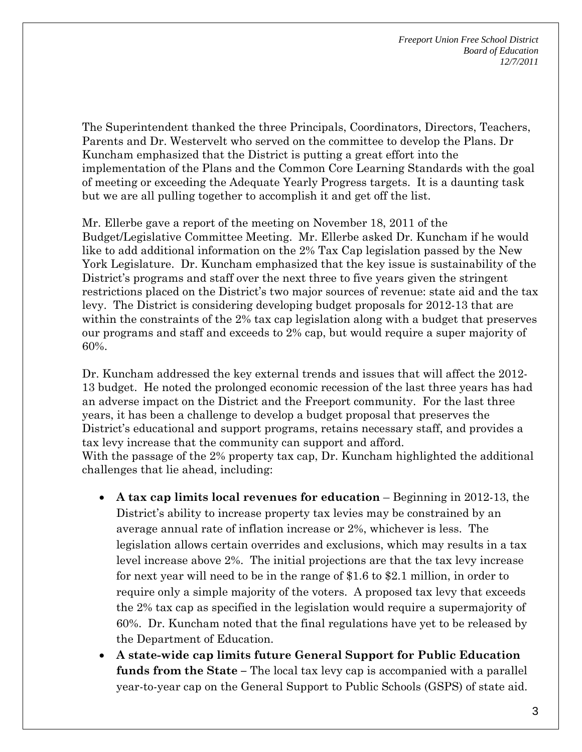The Superintendent thanked the three Principals, Coordinators, Directors, Teachers, Parents and Dr. Westervelt who served on the committee to develop the Plans. Dr Kuncham emphasized that the District is putting a great effort into the implementation of the Plans and the Common Core Learning Standards with the goal of meeting or exceeding the Adequate Yearly Progress targets. It is a daunting task but we are all pulling together to accomplish it and get off the list.

Mr. Ellerbe gave a report of the meeting on November 18, 2011 of the Budget/Legislative Committee Meeting. Mr. Ellerbe asked Dr. Kuncham if he would like to add additional information on the 2% Tax Cap legislation passed by the New York Legislature. Dr. Kuncham emphasized that the key issue is sustainability of the District's programs and staff over the next three to five years given the stringent restrictions placed on the District's two major sources of revenue: state aid and the tax levy. The District is considering developing budget proposals for 2012-13 that are within the constraints of the 2% tax cap legislation along with a budget that preserves our programs and staff and exceeds to 2% cap, but would require a super majority of 60%.

Dr. Kuncham addressed the key external trends and issues that will affect the 2012-13 budget. He noted the prolonged economic recession of the last three years has had an adverse impact on the District and the Freeport community. For the last three years, it has been a challenge to develop a budget proposal that preserves the District's educational and support programs, retains necessary staff, and provides a tax levy increase that the community can support and afford.
With the passage of the 2% property tax cap, Dr. Kuncham highlighted the additional challenges that lie ahead, including:

- **A tax cap limits local revenues for education** – Beginning in 2012-13, the District's ability to increase property tax levies may be constrained by an average annual rate of inflation increase or 2%, whichever is less. The legislation allows certain overrides and exclusions, which may results in a tax level increase above 2%. The initial projections are that the tax levy increase for next year will need to be in the range of $1.6 to $2.1 million, in order to require only a simple majority of the voters. A proposed tax levy that exceeds the 2% tax cap as specified in the legislation would require a supermajority of 60%. Dr. Kuncham noted that the final regulations have yet to be released by the Department of Education.
- **A state-wide cap limits future General Support for Public Education funds from the State** – The local tax levy cap is accompanied with a parallel year-to-year cap on the General Support to Public Schools (GSPS) of state aid.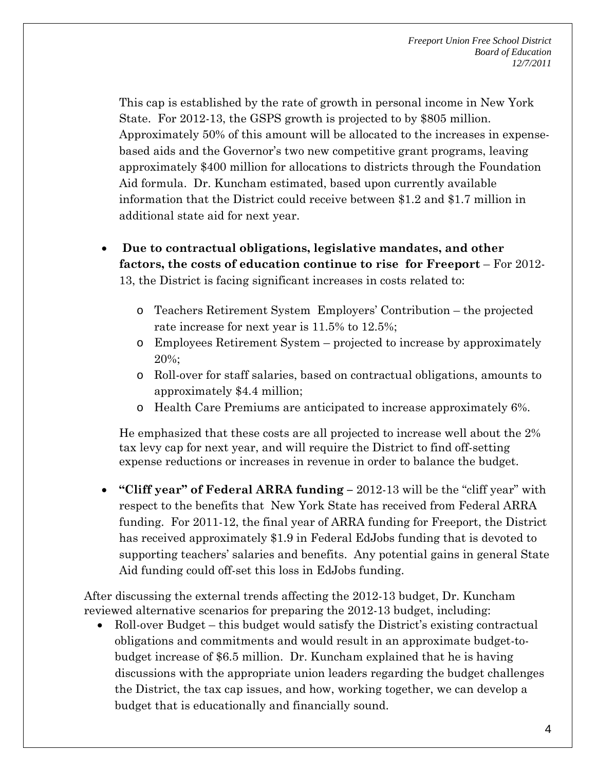This cap is established by the rate of growth in personal income in New York State. For 2012-13, the GSPS growth is projected to by $805 million. Approximately 50% of this amount will be allocated to the increases in expense-based aids and the Governor's two new competitive grant programs, leaving approximately $400 million for allocations to districts through the Foundation Aid formula. Dr. Kuncham estimated, based upon currently available information that the District could receive between $1.2 and $1.7 million in additional state aid for next year.

- **Due to contractual obligations, legislative mandates, and other factors, the costs of education continue to rise for Freeport** – For 2012-13, the District is facing significant increases in costs related to:
  - Teachers Retirement System Employers' Contribution – the projected rate increase for next year is 11.5% to 12.5%;
  - Employees Retirement System – projected to increase by approximately 20%;
  - Roll-over for staff salaries, based on contractual obligations, amounts to approximately $4.4 million;
  - Health Care Premiums are anticipated to increase approximately 6%.

  He emphasized that these costs are all projected to increase well about the 2% tax levy cap for next year, and will require the District to find off-setting expense reductions or increases in revenue in order to balance the budget.

- **"Cliff year" of Federal ARRA funding** – 2012-13 will be the "cliff year" with respect to the benefits that New York State has received from Federal ARRA funding. For 2011-12, the final year of ARRA funding for Freeport, the District has received approximately $1.9 in Federal EdJobs funding that is devoted to supporting teachers' salaries and benefits. Any potential gains in general State Aid funding could off-set this loss in EdJobs funding.

After discussing the external trends affecting the 2012-13 budget, Dr. Kuncham reviewed alternative scenarios for preparing the 2012-13 budget, including:

- Roll-over Budget – this budget would satisfy the District's existing contractual obligations and commitments and would result in an approximate budget-to-budget increase of $6.5 million. Dr. Kuncham explained that he is having discussions with the appropriate union leaders regarding the budget challenges the District, the tax cap issues, and how, working together, we can develop a budget that is educationally and financially sound.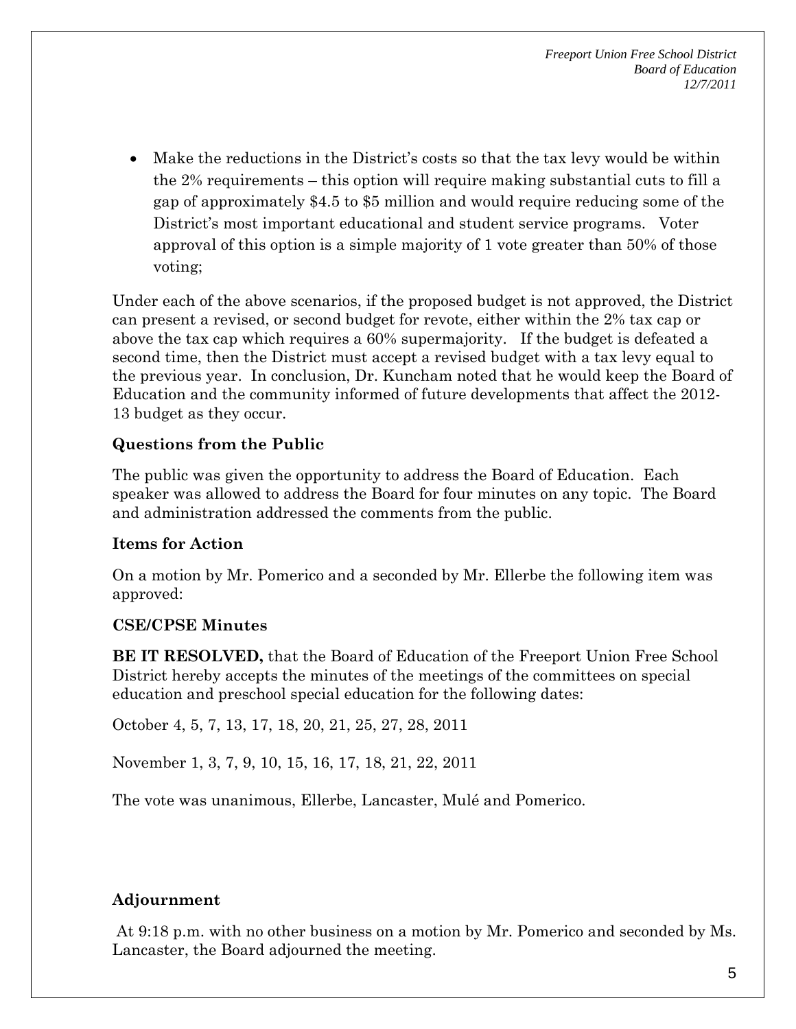- Make the reductions in the District's costs so that the tax levy would be within the 2% requirements – this option will require making substantial cuts to fill a gap of approximately \$4.5 to \$5 million and would require reducing some of the District's most important educational and student service programs. Voter approval of this option is a simple majority of 1 vote greater than 50% of those voting;

Under each of the above scenarios, if the proposed budget is not approved, the District can present a revised, or second budget for revote, either within the 2% tax cap or above the tax cap which requires a 60% supermajority. If the budget is defeated a second time, then the District must accept a revised budget with a tax levy equal to the previous year. In conclusion, Dr. Kuncham noted that he would keep the Board of Education and the community informed of future developments that affect the 2012-13 budget as they occur.

**Questions from the Public**

The public was given the opportunity to address the Board of Education. Each speaker was allowed to address the Board for four minutes on any topic. The Board and administration addressed the comments from the public.

**Items for Action**

On a motion by Mr. Pomerico and a seconded by Mr. Ellerbe the following item was approved:

**CSE/CPSE Minutes**

**BE IT RESOLVED,** that the Board of Education of the Freeport Union Free School District hereby accepts the minutes of the meetings of the committees on special education and preschool special education for the following dates:

October 4, 5, 7, 13, 17, 18, 20, 21, 25, 27, 28, 2011

November 1, 3, 7, 9, 10, 15, 16, 17, 18, 21, 22, 2011

The vote was unanimous, Ellerbe, Lancaster, Mulé and Pomerico.

**Adjournment**

At 9:18 p.m. with no other business on a motion by Mr. Pomerico and seconded by Ms. Lancaster, the Board adjourned the meeting.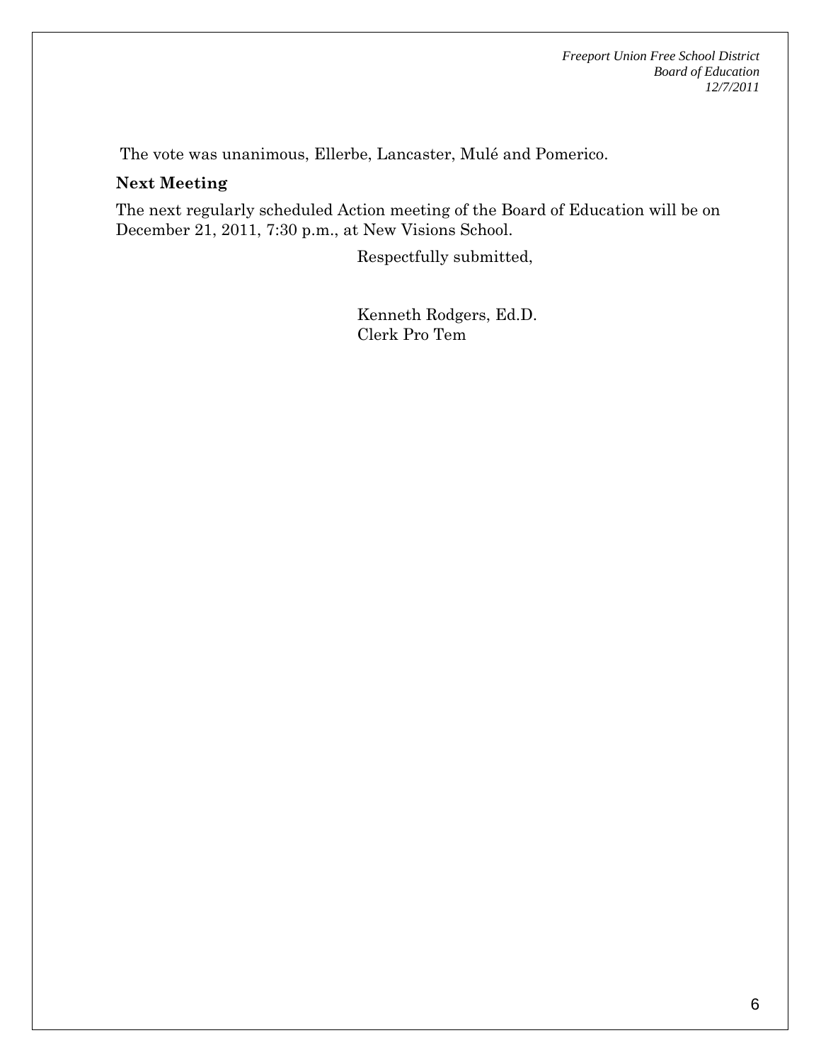The vote was unanimous, Ellerbe, Lancaster, Mulé and Pomerico.

**Next Meeting**

The next regularly scheduled Action meeting of the Board of Education will be on December 21, 2011, 7:30 p.m., at New Visions School.

Respectfully submitted,

Kenneth Rodgers, Ed.D.
Clerk Pro Tem